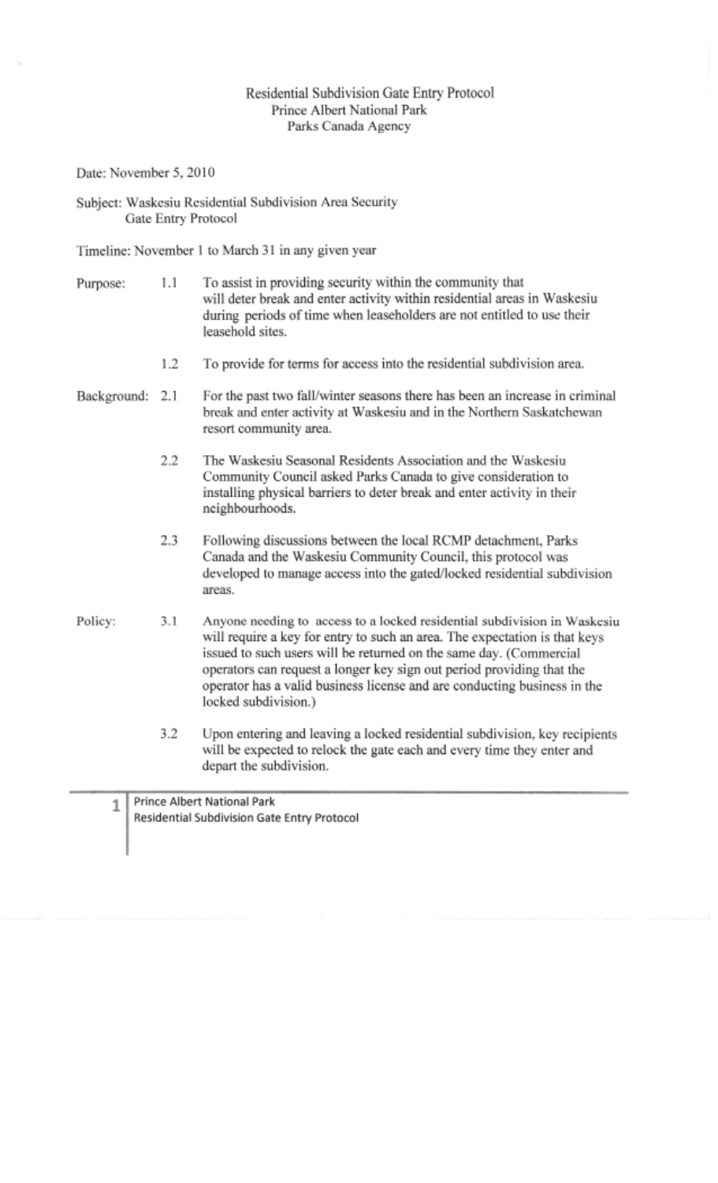# Residential Subdivision Gate Entry Protocol
## Prince Albert National Park
## Parks Canada Agency

Date: November 5, 2010

Subject: Waskesiu Residential Subdivision Area Security Gate Entry Protocol

Timeline: November 1 to March 31 in any given year

**Purpose:**

1.1 To assist in providing security within the community that will deter break and enter activity within residential areas in Waskesiu during periods of time when leaseholders are not entitled to use their leasehold sites.

1.2 To provide for terms for access into the residential subdivision area.

**Background:**

2.1 For the past two fall/winter seasons there has been an increase in criminal break and enter activity at Waskesiu and in the Northern Saskatchewan resort community area.

2.2 The Waskesiu Seasonal Residents Association and the Waskesiu Community Council asked Parks Canada to give consideration to installing physical barriers to deter break and enter activity in their neighbourhoods.

2.3 Following discussions between the local RCMP detachment, Parks Canada and the Waskesiu Community Council, this protocol was developed to manage access into the gated/locked residential subdivision areas.

**Policy:**

3.1 Anyone needing to access to a locked residential subdivision in Waskesiu will require a key for entry to such an area. The expectation is that keys issued to such users will be returned on the same day. (Commercial operators can request a longer key sign out period providing that the operator has a valid business license and are conducting business in the locked subdivision.)

3.2 Upon entering and leaving a locked residential subdivision, key recipients will be expected to relock the gate each and every time they enter and depart the subdivision.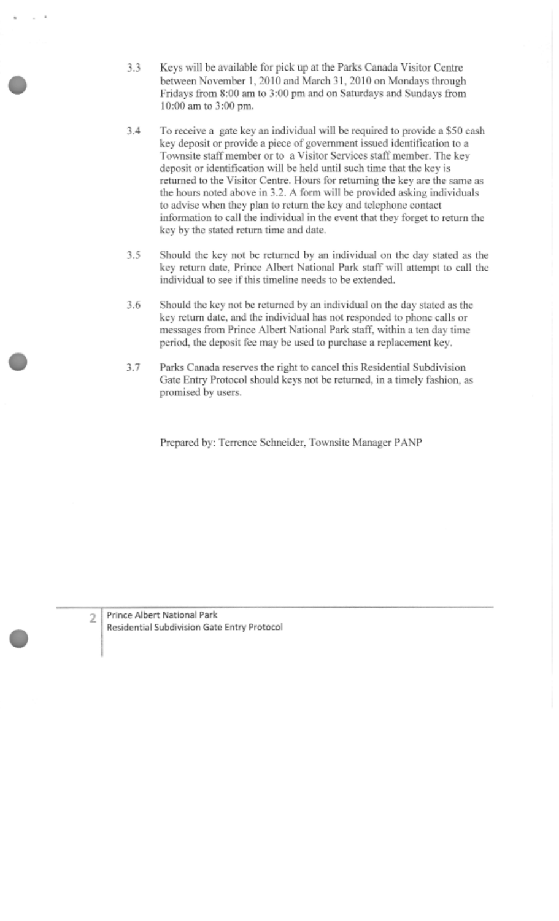3.3 Keys will be available for pick up at the Parks Canada Visitor Centre between November 1, 2010 and March 31, 2010 on Mondays through Fridays from 8:00 am to 3:00 pm and on Saturdays and Sundays from 10:00 am to 3:00 pm.

3.4 To receive a gate key an individual will be required to provide a $50 cash key deposit or provide a piece of government issued identification to a Townsite staff member or to a Visitor Services staff member. The key deposit or identification will be held until such time that the key is returned to the Visitor Centre. Hours for returning the key are the same as the hours noted above in 3.2. A form will be provided asking individuals to advise when they plan to return the key and telephone contact information to call the individual in the event that they forget to return the key by the stated return time and date.

3.5 Should the key not be returned by an individual on the day stated as the key return date, Prince Albert National Park staff will attempt to call the individual to see if this timeline needs to be extended.

3.6 Should the key not be returned by an individual on the day stated as the key return date, and the individual has not responded to phone calls or messages from Prince Albert National Park staff, within a ten day time period, the deposit fee may be used to purchase a replacement key.

3.7 Parks Canada reserves the right to cancel this Residential Subdivision Gate Entry Protocol should keys not be returned, in a timely fashion, as promised by users.

Prepared by: Terrence Schneider, Townsite Manager PANP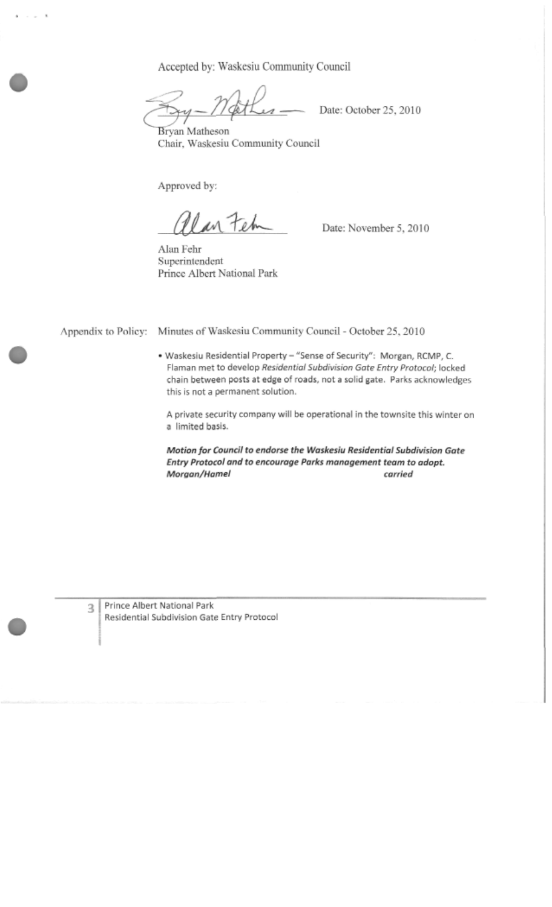Accepted by: Waskesiu Community Council

Bryan Matheson
Chair, Waskesiu Community Council

Date: October 25, 2010

Approved by:

Alan Fehr
Superintendent
Prince Albert National Park

Date: November 5, 2010

Appendix to Policy: Minutes of Waskesiu Community Council - October 25, 2010

- Waskesiu Residential Property – "Sense of Security": Morgan, RCMP, C. Flaman met to develop *Residential Subdivision Gate Entry Protocol*; locked chain between posts at edge of roads, not a solid gate. Parks acknowledges this is not a permanent solution.

  A private security company will be operational in the townsite this winter on a limited basis.

  ***Motion for Council to endorse the Waskesiu Residential Subdivision Gate Entry Protocol and to encourage Parks management team to adopt.***
  ***Morgan/Hamel*** ***carried***